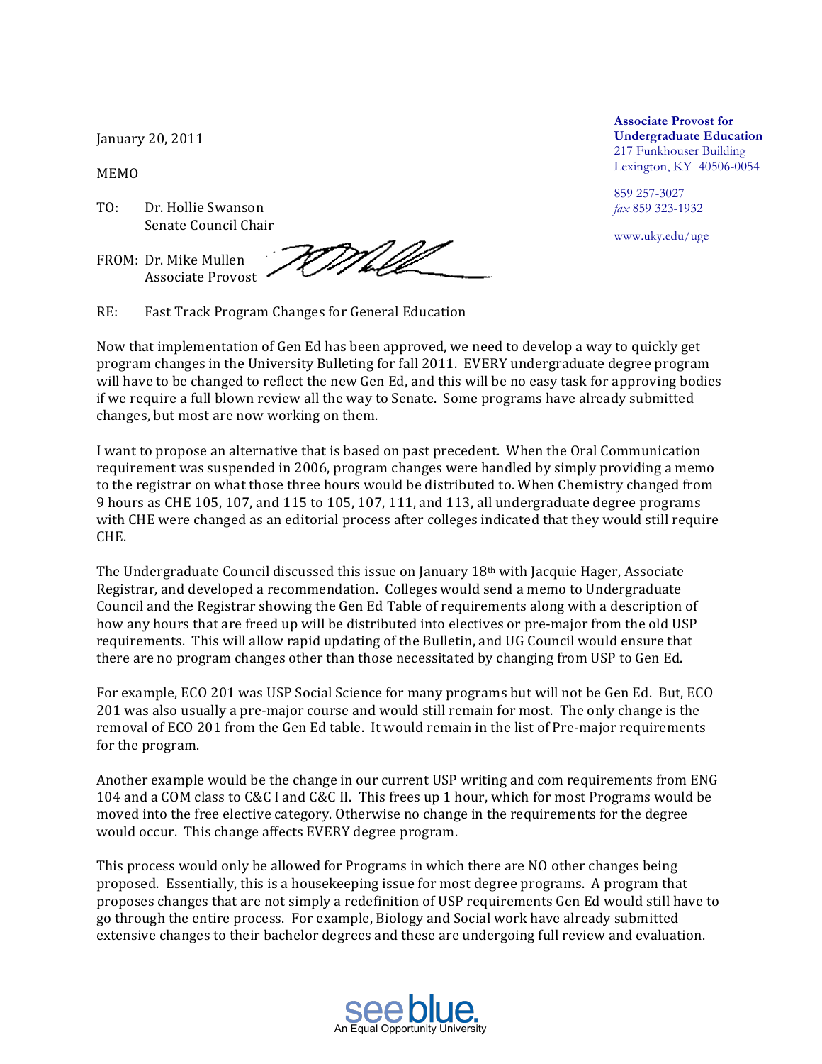**Associate Provost for Undergraduate Education**
217 Funkhouser Building
Lexington, KY 40506-0054

859 257-3027
*fax* 859 323-1932

www.uky.edu/uge

January 20, 2011

MEMO

TO: Dr. Hollie Swanson
Senate Council Chair

FROM: Dr. Mike Mullen
Associate Provost

RE: Fast Track Program Changes for General Education

Now that implementation of Gen Ed has been approved, we need to develop a way to quickly get program changes in the University Bulleting for fall 2011. EVERY undergraduate degree program will have to be changed to reflect the new Gen Ed, and this will be no easy task for approving bodies if we require a full blown review all the way to Senate. Some programs have already submitted changes, but most are now working on them.

I want to propose an alternative that is based on past precedent. When the Oral Communication requirement was suspended in 2006, program changes were handled by simply providing a memo to the registrar on what those three hours would be distributed to. When Chemistry changed from 9 hours as CHE 105, 107, and 115 to 105, 107, 111, and 113, all undergraduate degree programs with CHE were changed as an editorial process after colleges indicated that they would still require CHE.

The Undergraduate Council discussed this issue on January 18th with Jacquie Hager, Associate Registrar, and developed a recommendation. Colleges would send a memo to Undergraduate Council and the Registrar showing the Gen Ed Table of requirements along with a description of how any hours that are freed up will be distributed into electives or pre-major from the old USP requirements. This will allow rapid updating of the Bulletin, and UG Council would ensure that there are no program changes other than those necessitated by changing from USP to Gen Ed.

For example, ECO 201 was USP Social Science for many programs but will not be Gen Ed. But, ECO 201 was also usually a pre-major course and would still remain for most. The only change is the removal of ECO 201 from the Gen Ed table. It would remain in the list of Pre-major requirements for the program.

Another example would be the change in our current USP writing and com requirements from ENG 104 and a COM class to C&C I and C&C II. This frees up 1 hour, which for most Programs would be moved into the free elective category. Otherwise no change in the requirements for the degree would occur. This change affects EVERY degree program.

This process would only be allowed for Programs in which there are NO other changes being proposed. Essentially, this is a housekeeping issue for most degree programs. A program that proposes changes that are not simply a redefinition of USP requirements Gen Ed would still have to go through the entire process. For example, Biology and Social work have already submitted extensive changes to their bachelor degrees and these are undergoing full review and evaluation.

**see blue.**
An Equal Opportunity University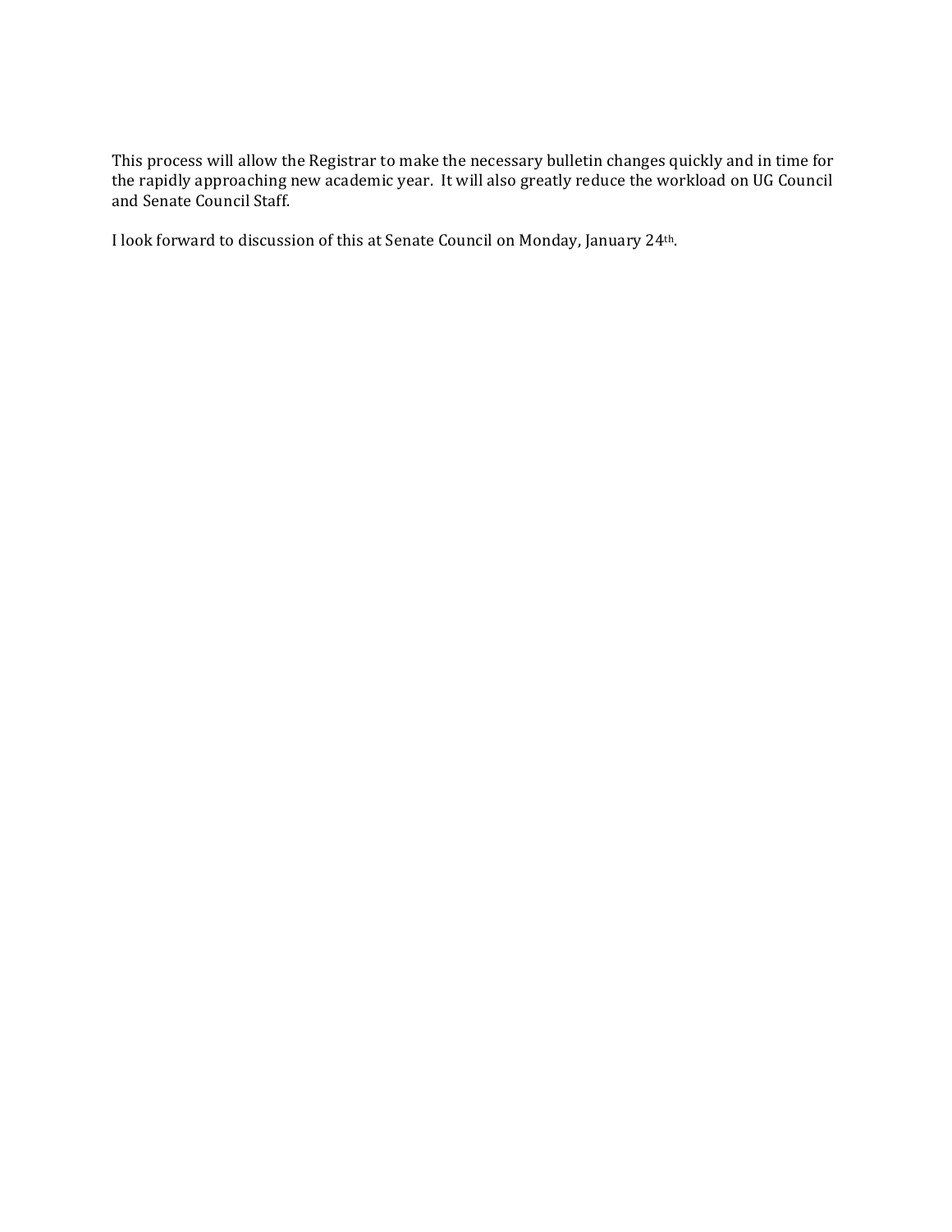This process will allow the Registrar to make the necessary bulletin changes quickly and in time for the rapidly approaching new academic year. It will also greatly reduce the workload on UG Council and Senate Council Staff.

I look forward to discussion of this at Senate Council on Monday, January 24th.